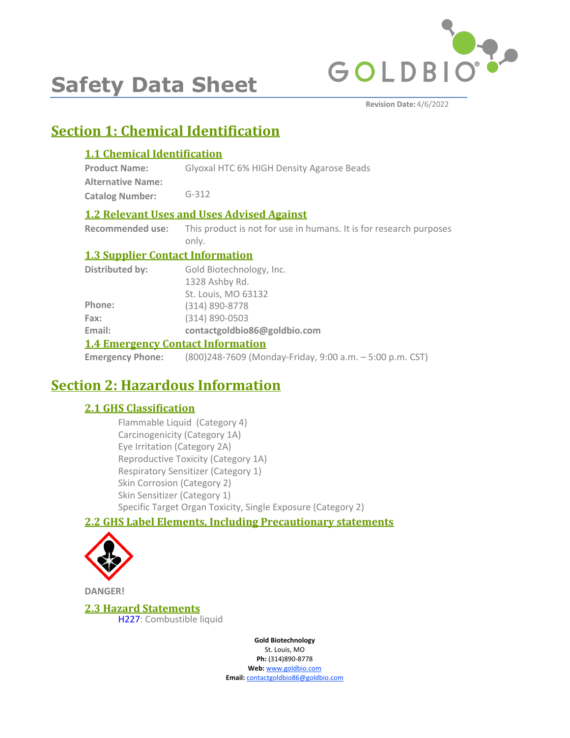# Safety Data Sheet

**Revision Date:** 4/6/2022

## Section 1: Chemical Identification

### 1.1 Chemical Identification

**Product Name:** Glyoxal HTC 6% HIGH Density Agarose Beads

**Alternative Name:**

**Catalog Number:** G-312

### 1.2 Relevant Uses and Uses Advised Against

**Recommended use:** This product is not for use in humans. It is for research purposes only.

### 1.3 Supplier Contact Information

**Distributed by:** Gold Biotechnology, Inc.
1328 Ashby Rd.
St. Louis, MO 63132

**Phone:** (314) 890-8778

**Fax:** (314) 890-0503

**Email:** **contactgoldbio86@goldbio.com**

### 1.4 Emergency Contact Information

**Emergency Phone:** (800)248-7609 (Monday-Friday, 9:00 a.m. – 5:00 p.m. CST)

## Section 2: Hazardous Information

### 2.1 GHS Classification

Flammable Liquid (Category 4)
Carcinogenicity (Category 1A)
Eye Irritation (Category 2A)
Reproductive Toxicity (Category 1A)
Respiratory Sensitizer (Category 1)
Skin Corrosion (Category 2)
Skin Sensitizer (Category 1)
Specific Target Organ Toxicity, Single Exposure (Category 2)

### 2.2 GHS Label Elements, Including Precautionary statements

**DANGER!**

### 2.3 Hazard Statements

H227: Combustible liquid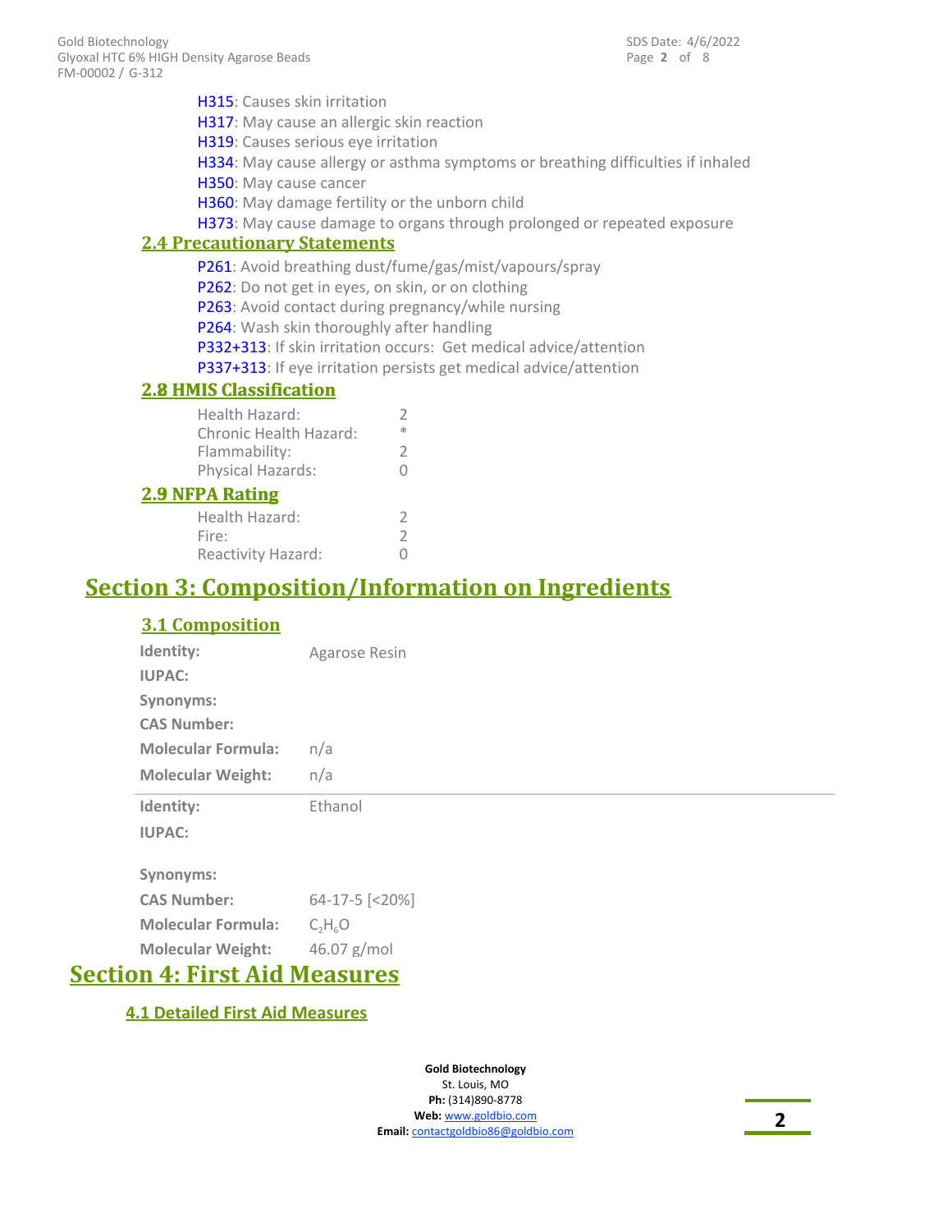H315: Causes skin irritation
H317: May cause an allergic skin reaction
H319: Causes serious eye irritation
H334: May cause allergy or asthma symptoms or breathing difficulties if inhaled
H350: May cause cancer
H360: May damage fertility or the unborn child
H373: May cause damage to organs through prolonged or repeated exposure

### 2.4 Precautionary Statements

P261: Avoid breathing dust/fume/gas/mist/vapours/spray
P262: Do not get in eyes, on skin, or on clothing
P263: Avoid contact during pregnancy/while nursing
P264: Wash skin thoroughly after handling
P332+313: If skin irritation occurs: Get medical advice/attention
P337+313: If eye irritation persists get medical advice/attention

### 2.8 HMIS Classification

| | |
|---|---|
| Health Hazard: | 2 |
| Chronic Health Hazard: | * |
| Flammability: | 2 |
| Physical Hazards: | 0 |

### 2.9 NFPA Rating

| | |
|---|---|
| Health Hazard: | 2 |
| Fire: | 2 |
| Reactivity Hazard: | 0 |

# Section 3: Composition/Information on Ingredients

### 3.1 Composition

| | |
|---|---|
| **Identity:** | Agarose Resin |
| **IUPAC:** | |
| **Synonyms:** | |
| **CAS Number:** | |
| **Molecular Formula:** | n/a |
| **Molecular Weight:** | n/a |

| | |
|---|---|
| **Identity:** | Ethanol |
| **IUPAC:** | |
| **Synonyms:** | |
| **CAS Number:** | 64-17-5 [<20%] |
| **Molecular Formula:** | $C_2H_6O$ |
| **Molecular Weight:** | 46.07 g/mol |

# Section 4: First Aid Measures

### 4.1 Detailed First Aid Measures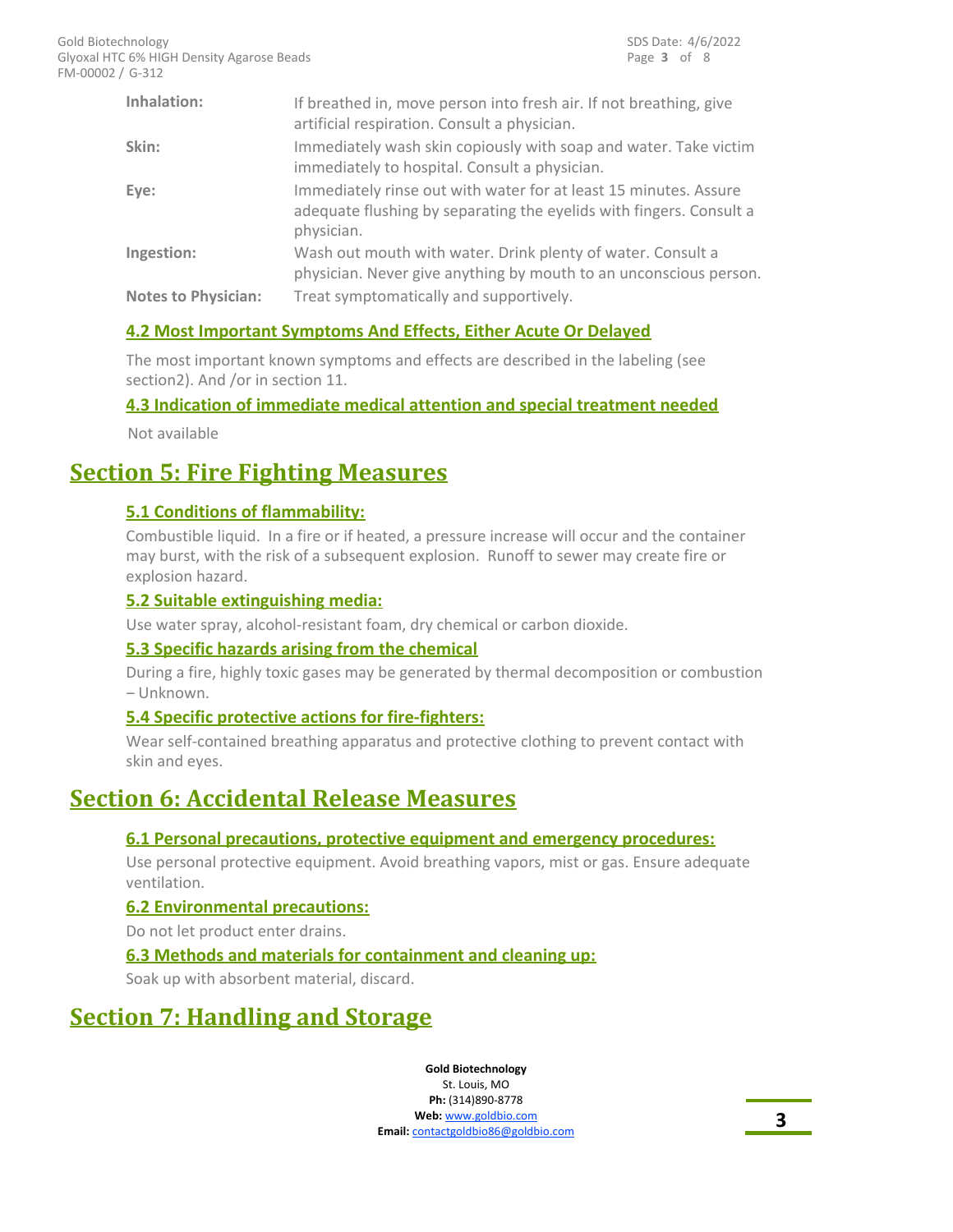| | |
|---|---|
| **Inhalation:** | If breathed in, move person into fresh air. If not breathing, give artificial respiration. Consult a physician. |
| **Skin:** | Immediately wash skin copiously with soap and water. Take victim immediately to hospital. Consult a physician. |
| **Eye:** | Immediately rinse out with water for at least 15 minutes. Assure adequate flushing by separating the eyelids with fingers. Consult a physician. |
| **Ingestion:** | Wash out mouth with water. Drink plenty of water. Consult a physician. Never give anything by mouth to an unconscious person. |
| **Notes to Physician:** | Treat symptomatically and supportively. |

### 4.2 Most Important Symptoms And Effects, Either Acute Or Delayed

The most important known symptoms and effects are described in the labeling (see section2). And /or in section 11.

### 4.3 Indication of immediate medical attention and special treatment needed

Not available

## Section 5: Fire Fighting Measures

### 5.1 Conditions of flammability:

Combustible liquid. In a fire or if heated, a pressure increase will occur and the container may burst, with the risk of a subsequent explosion. Runoff to sewer may create fire or explosion hazard.

### 5.2 Suitable extinguishing media:

Use water spray, alcohol-resistant foam, dry chemical or carbon dioxide.

### 5.3 Specific hazards arising from the chemical

During a fire, highly toxic gases may be generated by thermal decomposition or combustion – Unknown.

### 5.4 Specific protective actions for fire-fighters:

Wear self-contained breathing apparatus and protective clothing to prevent contact with skin and eyes.

## Section 6: Accidental Release Measures

### 6.1 Personal precautions, protective equipment and emergency procedures:

Use personal protective equipment. Avoid breathing vapors, mist or gas. Ensure adequate ventilation.

### 6.2 Environmental precautions:

Do not let product enter drains.

### 6.3 Methods and materials for containment and cleaning up:

Soak up with absorbent material, discard.

## Section 7: Handling and Storage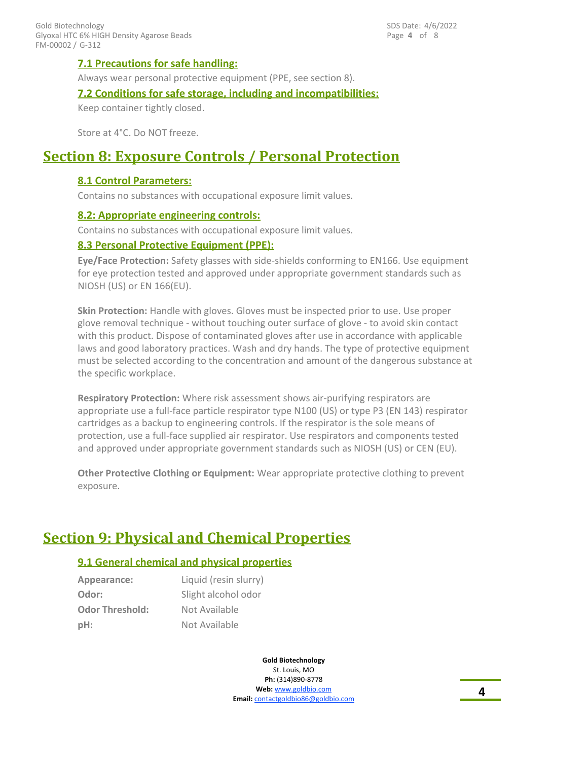### 7.1 Precautions for safe handling:

Always wear personal protective equipment (PPE, see section 8).

### 7.2 Conditions for safe storage, including and incompatibilities:

Keep container tightly closed.

Store at 4°C. Do NOT freeze.

## Section 8: Exposure Controls / Personal Protection

### 8.1 Control Parameters:

Contains no substances with occupational exposure limit values.

### 8.2: Appropriate engineering controls:

Contains no substances with occupational exposure limit values.

### 8.3 Personal Protective Equipment (PPE):

**Eye/Face Protection:** Safety glasses with side-shields conforming to EN166. Use equipment for eye protection tested and approved under appropriate government standards such as NIOSH (US) or EN 166(EU).

**Skin Protection:** Handle with gloves. Gloves must be inspected prior to use. Use proper glove removal technique - without touching outer surface of glove - to avoid skin contact with this product. Dispose of contaminated gloves after use in accordance with applicable laws and good laboratory practices. Wash and dry hands. The type of protective equipment must be selected according to the concentration and amount of the dangerous substance at the specific workplace.

**Respiratory Protection:** Where risk assessment shows air-purifying respirators are appropriate use a full-face particle respirator type N100 (US) or type P3 (EN 143) respirator cartridges as a backup to engineering controls. If the respirator is the sole means of protection, use a full-face supplied air respirator. Use respirators and components tested and approved under appropriate government standards such as NIOSH (US) or CEN (EU).

**Other Protective Clothing or Equipment:** Wear appropriate protective clothing to prevent exposure.

## Section 9: Physical and Chemical Properties

### 9.1 General chemical and physical properties

| | |
|---|---|
| **Appearance:** | Liquid (resin slurry) |
| **Odor:** | Slight alcohol odor |
| **Odor Threshold:** | Not Available |
| **pH:** | Not Available |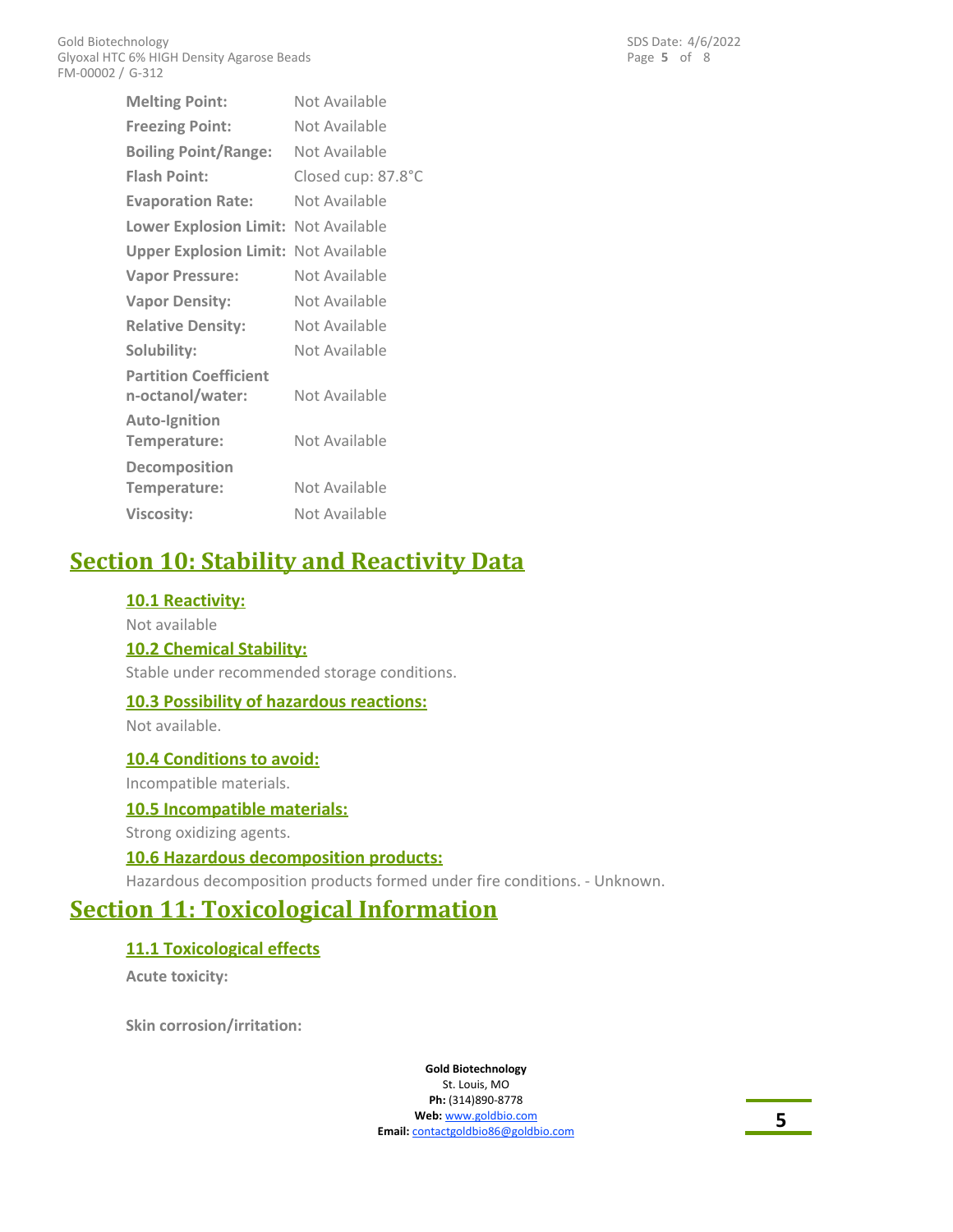| | |
|---|---|
| **Melting Point:** | Not Available |
| **Freezing Point:** | Not Available |
| **Boiling Point/Range:** | Not Available |
| **Flash Point:** | Closed cup: 87.8°C |
| **Evaporation Rate:** | Not Available |
| **Lower Explosion Limit:** | Not Available |
| **Upper Explosion Limit:** | Not Available |
| **Vapor Pressure:** | Not Available |
| **Vapor Density:** | Not Available |
| **Relative Density:** | Not Available |
| **Solubility:** | Not Available |
| **Partition Coefficient n-octanol/water:** | Not Available |
| **Auto-Ignition Temperature:** | Not Available |
| **Decomposition Temperature:** | Not Available |
| **Viscosity:** | Not Available |

# Section 10: Stability and Reactivity Data

## 10.1 Reactivity:

Not available

## 10.2 Chemical Stability:

Stable under recommended storage conditions.

## 10.3 Possibility of hazardous reactions:

Not available.

## 10.4 Conditions to avoid:

Incompatible materials.

## 10.5 Incompatible materials:

Strong oxidizing agents.

## 10.6 Hazardous decomposition products:

Hazardous decomposition products formed under fire conditions. - Unknown.

# Section 11: Toxicological Information

## 11.1 Toxicological effects

**Acute toxicity:**

**Skin corrosion/irritation:**

**Gold Biotechnology**
St. Louis, MO
**Ph:** (314)890-8778
**Web:** www.goldbio.com
**Email:** contactgoldbio86@goldbio.com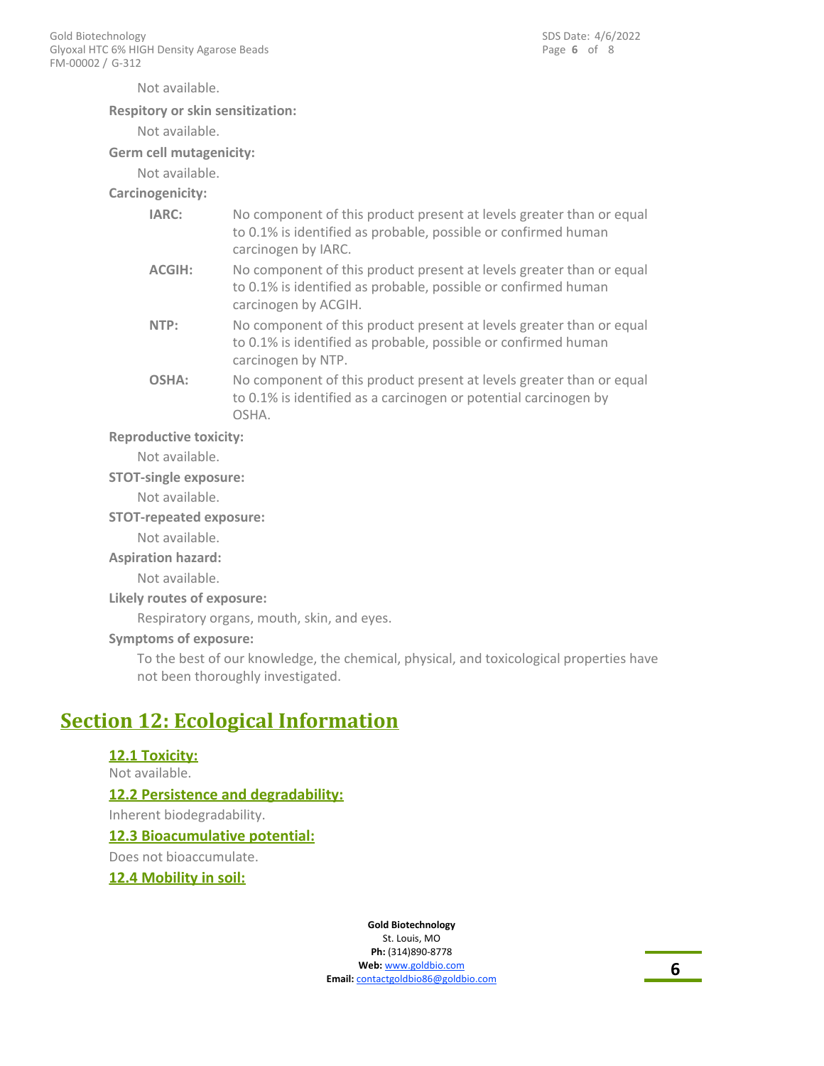Not available.

**Respitory or skin sensitization:**

Not available.

**Germ cell mutagenicity:**

Not available.

**Carcinogenicity:**

**IARC:** No component of this product present at levels greater than or equal to 0.1% is identified as probable, possible or confirmed human carcinogen by IARC.

**ACGIH:** No component of this product present at levels greater than or equal to 0.1% is identified as probable, possible or confirmed human carcinogen by ACGIH.

**NTP:** No component of this product present at levels greater than or equal to 0.1% is identified as probable, possible or confirmed human carcinogen by NTP.

**OSHA:** No component of this product present at levels greater than or equal to 0.1% is identified as a carcinogen or potential carcinogen by OSHA.

**Reproductive toxicity:**

Not available.

**STOT-single exposure:**

Not available.

**STOT-repeated exposure:**

Not available.

**Aspiration hazard:**

Not available.

**Likely routes of exposure:**

Respiratory organs, mouth, skin, and eyes.

**Symptoms of exposure:**

To the best of our knowledge, the chemical, physical, and toxicological properties have not been thoroughly investigated.

# Section 12: Ecological Information

### 12.1 Toxicity:

Not available.

### 12.2 Persistence and degradability:

Inherent biodegradability.

### 12.3 Bioacumulative potential:

Does not bioaccumulate.

### 12.4 Mobility in soil: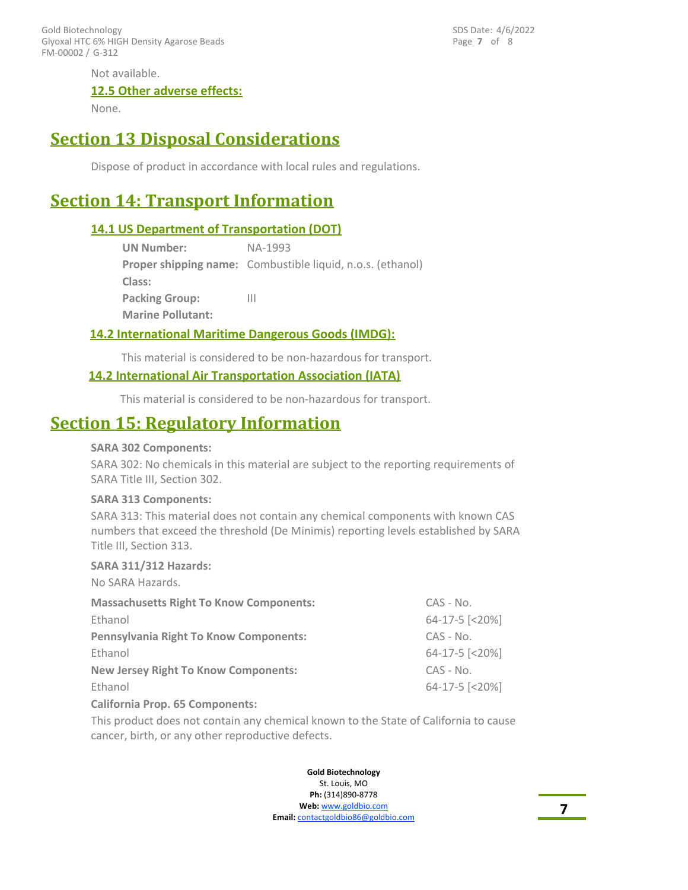Not available.

### 12.5 Other adverse effects:

None.

## Section 13 Disposal Considerations

Dispose of product in accordance with local rules and regulations.

## Section 14: Transport Information

### 14.1 US Department of Transportation (DOT)

**UN Number:** NA-1993

**Proper shipping name:** Combustible liquid, n.o.s. (ethanol)

**Class:**

**Packing Group:** III

**Marine Pollutant:**

### 14.2 International Maritime Dangerous Goods (IMDG):

This material is considered to be non-hazardous for transport.

### 14.2 International Air Transportation Association (IATA)

This material is considered to be non-hazardous for transport.

## Section 15: Regulatory Information

**SARA 302 Components:**

SARA 302: No chemicals in this material are subject to the reporting requirements of SARA Title III, Section 302.

**SARA 313 Components:**

SARA 313: This material does not contain any chemical components with known CAS numbers that exceed the threshold (De Minimis) reporting levels established by SARA Title III, Section 313.

**SARA 311/312 Hazards:**

No SARA Hazards.

| **Massachusetts Right To Know Components:** | CAS - No. |
|---|---|
| Ethanol | 64-17-5 [<20%] |
| **Pennsylvania Right To Know Components:** | CAS - No. |
| Ethanol | 64-17-5 [<20%] |
| **New Jersey Right To Know Components:** | CAS - No. |
| Ethanol | 64-17-5 [<20%] |

**California Prop. 65 Components:**

This product does not contain any chemical known to the State of California to cause cancer, birth, or any other reproductive defects.

**Gold Biotechnology**
St. Louis, MO
**Ph:** (314)890-8778
**Web:** www.goldbio.com
**Email:** contactgoldbio86@goldbio.com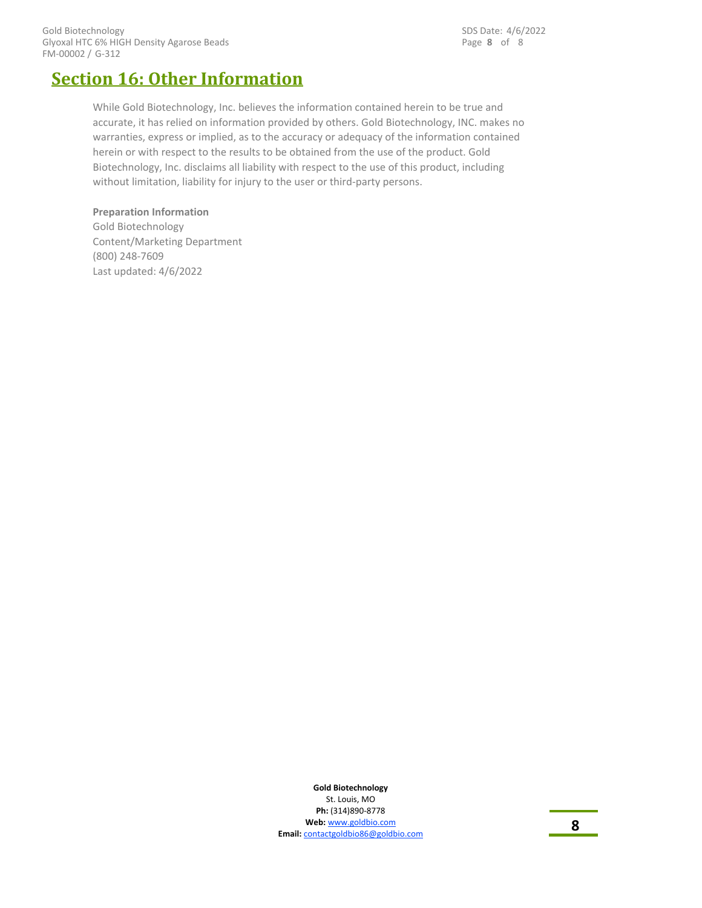## Section 16: Other Information

While Gold Biotechnology, Inc. believes the information contained herein to be true and accurate, it has relied on information provided by others. Gold Biotechnology, INC. makes no warranties, express or implied, as to the accuracy or adequacy of the information contained herein or with respect to the results to be obtained from the use of the product. Gold Biotechnology, Inc. disclaims all liability with respect to the use of this product, including without limitation, liability for injury to the user or third-party persons.

**Preparation Information**
Gold Biotechnology
Content/Marketing Department
(800) 248-7609
Last updated: 4/6/2022